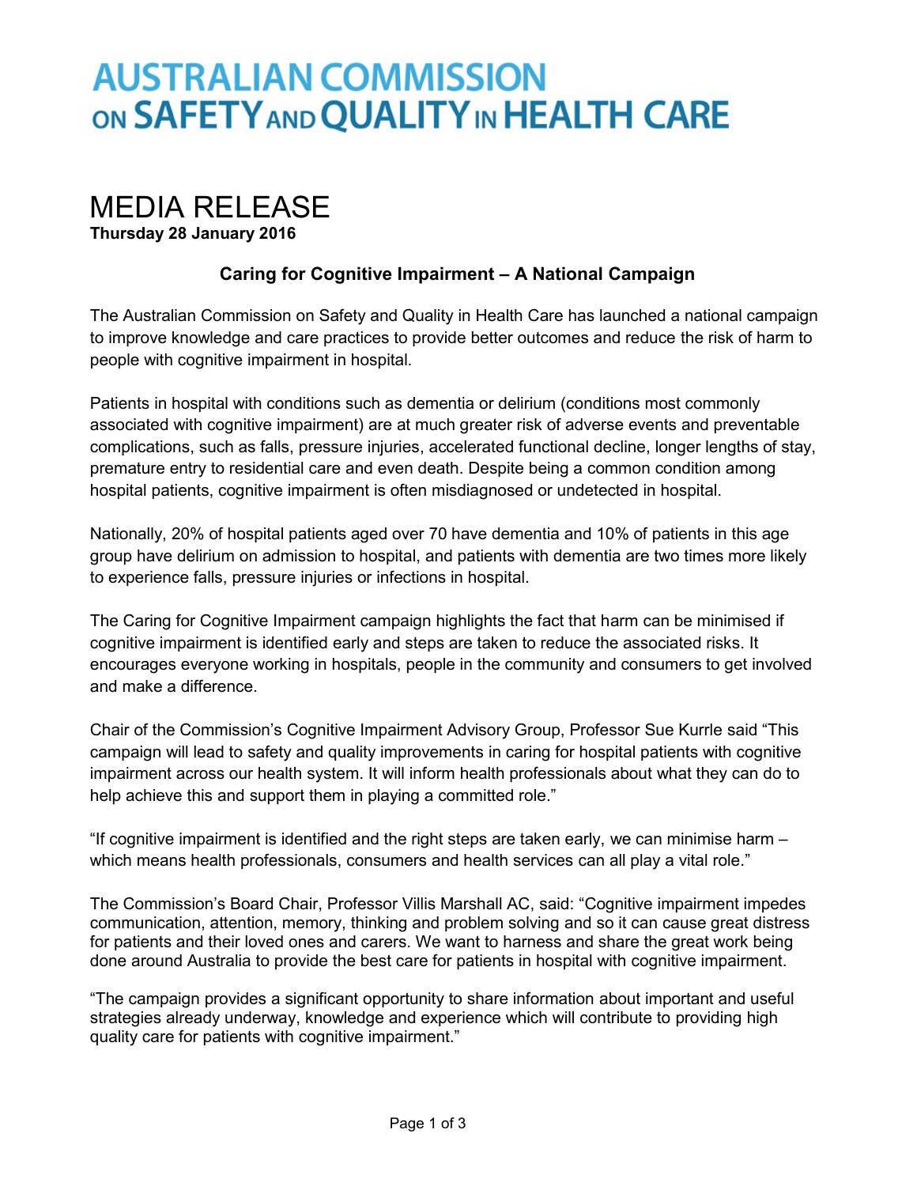# AUSTRALIAN COMMISSION ON SAFETY AND QUALITY IN HEALTH CARE

# MEDIA RELEASE

**Thursday 28 January 2016**

### Caring for Cognitive Impairment – A National Campaign

The Australian Commission on Safety and Quality in Health Care has launched a national campaign to improve knowledge and care practices to provide better outcomes and reduce the risk of harm to people with cognitive impairment in hospital.

Patients in hospital with conditions such as dementia or delirium (conditions most commonly associated with cognitive impairment) are at much greater risk of adverse events and preventable complications, such as falls, pressure injuries, accelerated functional decline, longer lengths of stay, premature entry to residential care and even death. Despite being a common condition among hospital patients, cognitive impairment is often misdiagnosed or undetected in hospital.

Nationally, 20% of hospital patients aged over 70 have dementia and 10% of patients in this age group have delirium on admission to hospital, and patients with dementia are two times more likely to experience falls, pressure injuries or infections in hospital.

The Caring for Cognitive Impairment campaign highlights the fact that harm can be minimised if cognitive impairment is identified early and steps are taken to reduce the associated risks. It encourages everyone working in hospitals, people in the community and consumers to get involved and make a difference.

Chair of the Commission's Cognitive Impairment Advisory Group, Professor Sue Kurrle said "This campaign will lead to safety and quality improvements in caring for hospital patients with cognitive impairment across our health system. It will inform health professionals about what they can do to help achieve this and support them in playing a committed role."

"If cognitive impairment is identified and the right steps are taken early, we can minimise harm – which means health professionals, consumers and health services can all play a vital role."

The Commission's Board Chair, Professor Villis Marshall AC, said: "Cognitive impairment impedes communication, attention, memory, thinking and problem solving and so it can cause great distress for patients and their loved ones and carers. We want to harness and share the great work being done around Australia to provide the best care for patients in hospital with cognitive impairment.

"The campaign provides a significant opportunity to share information about important and useful strategies already underway, knowledge and experience which will contribute to providing high quality care for patients with cognitive impairment."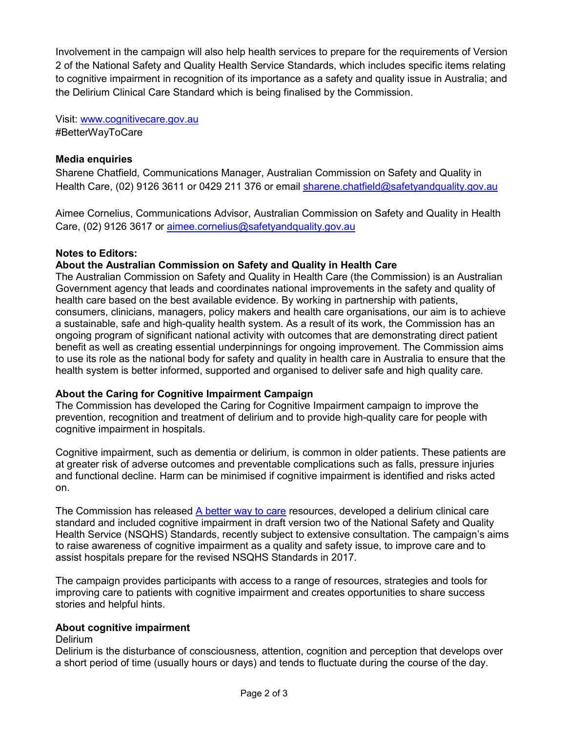Involvement in the campaign will also help health services to prepare for the requirements of Version 2 of the National Safety and Quality Health Service Standards, which includes specific items relating to cognitive impairment in recognition of its importance as a safety and quality issue in Australia; and the Delirium Clinical Care Standard which is being finalised by the Commission.

Visit: [www.cognitivecare.gov.au](www.cognitivecare.gov.au)
#BetterWayToCare

**Media enquiries**
Sharene Chatfield, Communications Manager, Australian Commission on Safety and Quality in Health Care, (02) 9126 3611 or 0429 211 376 or email [sharene.chatfield@safetyandquality.gov.au](mailto:sharene.chatfield@safetyandquality.gov.au)

Aimee Cornelius, Communications Advisor, Australian Commission on Safety and Quality in Health Care, (02) 9126 3617 or [aimee.cornelius@safetyandquality.gov.au](mailto:aimee.cornelius@safetyandquality.gov.au)

**Notes to Editors:**

**About the Australian Commission on Safety and Quality in Health Care**
The Australian Commission on Safety and Quality in Health Care (the Commission) is an Australian Government agency that leads and coordinates national improvements in the safety and quality of health care based on the best available evidence. By working in partnership with patients, consumers, clinicians, managers, policy makers and health care organisations, our aim is to achieve a sustainable, safe and high-quality health system. As a result of its work, the Commission has an ongoing program of significant national activity with outcomes that are demonstrating direct patient benefit as well as creating essential underpinnings for ongoing improvement. The Commission aims to use its role as the national body for safety and quality in health care in Australia to ensure that the health system is better informed, supported and organised to deliver safe and high quality care.

**About the Caring for Cognitive Impairment Campaign**
The Commission has developed the Caring for Cognitive Impairment campaign to improve the prevention, recognition and treatment of delirium and to provide high-quality care for people with cognitive impairment in hospitals.

Cognitive impairment, such as dementia or delirium, is common in older patients. These patients are at greater risk of adverse outcomes and preventable complications such as falls, pressure injuries and functional decline. Harm can be minimised if cognitive impairment is identified and risks acted on.

The Commission has released [A better way to care]() resources, developed a delirium clinical care standard and included cognitive impairment in draft version two of the National Safety and Quality Health Service (NSQHS) Standards, recently subject to extensive consultation. The campaign's aims to raise awareness of cognitive impairment as a quality and safety issue, to improve care and to assist hospitals prepare for the revised NSQHS Standards in 2017.

The campaign provides participants with access to a range of resources, strategies and tools for improving care to patients with cognitive impairment and creates opportunities to share success stories and helpful hints.

**About cognitive impairment**
Delirium
Delirium is the disturbance of consciousness, attention, cognition and perception that develops over a short period of time (usually hours or days) and tends to fluctuate during the course of the day.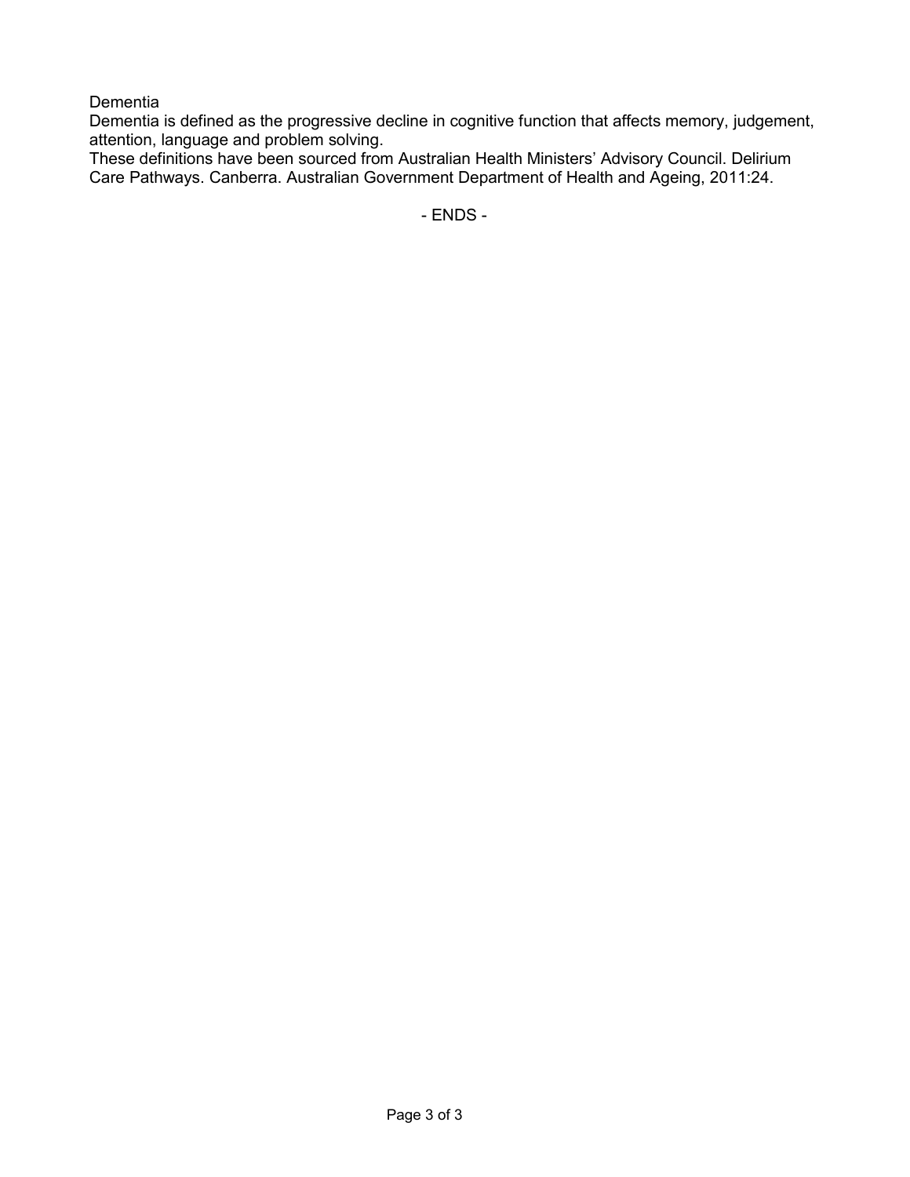Dementia

Dementia is defined as the progressive decline in cognitive function that affects memory, judgement, attention, language and problem solving.

These definitions have been sourced from Australian Health Ministers' Advisory Council. Delirium Care Pathways. Canberra. Australian Government Department of Health and Ageing, 2011:24.

- ENDS -